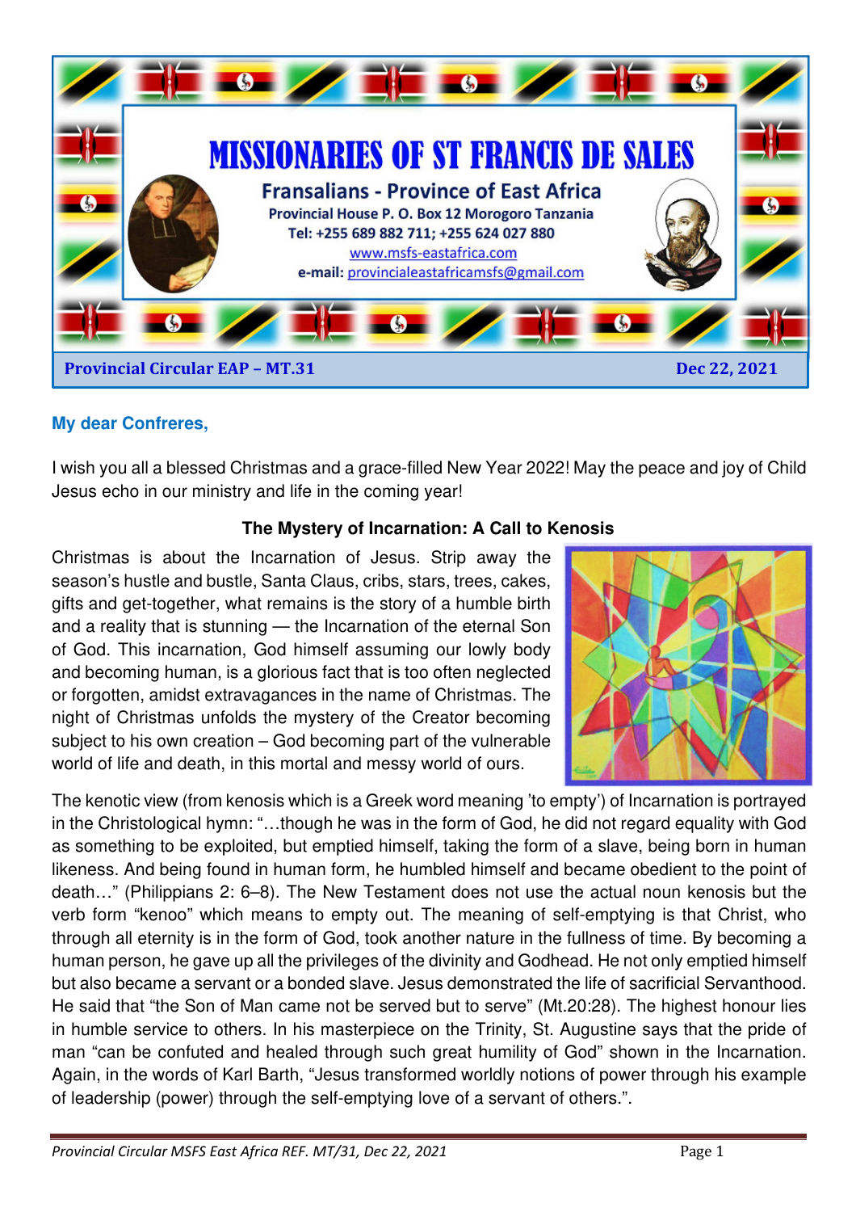# MISSIONARIES OF ST FRANCIS DE SALES

## Fransalians - Province of East Africa

**Provincial House P. O. Box 12 Morogoro Tanzania**
**Tel: +255 689 882 711; +255 624 027 880**
www.msfs-eastafrica.com
**e-mail:** provincialeastafricamsfs@gmail.com

**Provincial Circular EAP – MT.31** **Dec 22, 2021**

**My dear Confreres,**

I wish you all a blessed Christmas and a grace-filled New Year 2022! May the peace and joy of Child Jesus echo in our ministry and life in the coming year!

### The Mystery of Incarnation: A Call to Kenosis

Christmas is about the Incarnation of Jesus. Strip away the season's hustle and bustle, Santa Claus, cribs, stars, trees, cakes, gifts and get-together, what remains is the story of a humble birth and a reality that is stunning — the Incarnation of the eternal Son of God. This incarnation, God himself assuming our lowly body and becoming human, is a glorious fact that is too often neglected or forgotten, amidst extravagances in the name of Christmas. The night of Christmas unfolds the mystery of the Creator becoming subject to his own creation – God becoming part of the vulnerable world of life and death, in this mortal and messy world of ours.

The kenotic view (from kenosis which is a Greek word meaning 'to empty') of Incarnation is portrayed in the Christological hymn: "…though he was in the form of God, he did not regard equality with God as something to be exploited, but emptied himself, taking the form of a slave, being born in human likeness. And being found in human form, he humbled himself and became obedient to the point of death…" (Philippians 2: 6–8). The New Testament does not use the actual noun kenosis but the verb form "kenoo" which means to empty out. The meaning of self-emptying is that Christ, who through all eternity is in the form of God, took another nature in the fullness of time. By becoming a human person, he gave up all the privileges of the divinity and Godhead. He not only emptied himself but also became a servant or a bonded slave. Jesus demonstrated the life of sacrificial Servanthood. He said that "the Son of Man came not be served but to serve" (Mt.20:28). The highest honour lies in humble service to others. In his masterpiece on the Trinity, St. Augustine says that the pride of man "can be confuted and healed through such great humility of God" shown in the Incarnation. Again, in the words of Karl Barth, "Jesus transformed worldly notions of power through his example of leadership (power) through the self-emptying love of a servant of others.".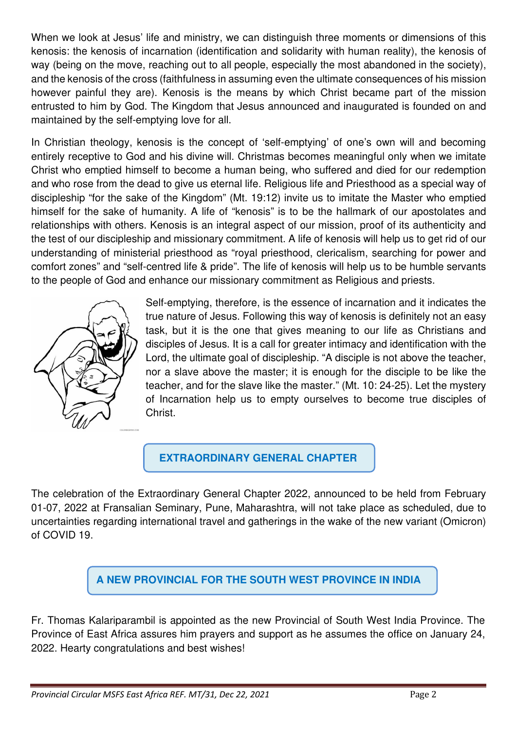When we look at Jesus' life and ministry, we can distinguish three moments or dimensions of this kenosis: the kenosis of incarnation (identification and solidarity with human reality), the kenosis of way (being on the move, reaching out to all people, especially the most abandoned in the society), and the kenosis of the cross (faithfulness in assuming even the ultimate consequences of his mission however painful they are). Kenosis is the means by which Christ became part of the mission entrusted to him by God. The Kingdom that Jesus announced and inaugurated is founded on and maintained by the self-emptying love for all.

In Christian theology, kenosis is the concept of 'self-emptying' of one's own will and becoming entirely receptive to God and his divine will. Christmas becomes meaningful only when we imitate Christ who emptied himself to become a human being, who suffered and died for our redemption and who rose from the dead to give us eternal life. Religious life and Priesthood as a special way of discipleship "for the sake of the Kingdom" (Mt. 19:12) invite us to imitate the Master who emptied himself for the sake of humanity. A life of "kenosis" is to be the hallmark of our apostolates and relationships with others. Kenosis is an integral aspect of our mission, proof of its authenticity and the test of our discipleship and missionary commitment. A life of kenosis will help us to get rid of our understanding of ministerial priesthood as "royal priesthood, clericalism, searching for power and comfort zones" and "self-centred life & pride". The life of kenosis will help us to be humble servants to the people of God and enhance our missionary commitment as Religious and priests.

Self-emptying, therefore, is the essence of incarnation and it indicates the true nature of Jesus. Following this way of kenosis is definitely not an easy task, but it is the one that gives meaning to our life as Christians and disciples of Jesus. It is a call for greater intimacy and identification with the Lord, the ultimate goal of discipleship. "A disciple is not above the teacher, nor a slave above the master; it is enough for the disciple to be like the teacher, and for the slave like the master." (Mt. 10: 24-25). Let the mystery of Incarnation help us to empty ourselves to become true disciples of Christ.

## EXTRAORDINARY GENERAL CHAPTER

The celebration of the Extraordinary General Chapter 2022, announced to be held from February 01-07, 2022 at Fransalian Seminary, Pune, Maharashtra, will not take place as scheduled, due to uncertainties regarding international travel and gatherings in the wake of the new variant (Omicron) of COVID 19.

## A NEW PROVINCIAL FOR THE SOUTH WEST PROVINCE IN INDIA

Fr. Thomas Kalariparambil is appointed as the new Provincial of South West India Province. The Province of East Africa assures him prayers and support as he assumes the office on January 24, 2022. Hearty congratulations and best wishes!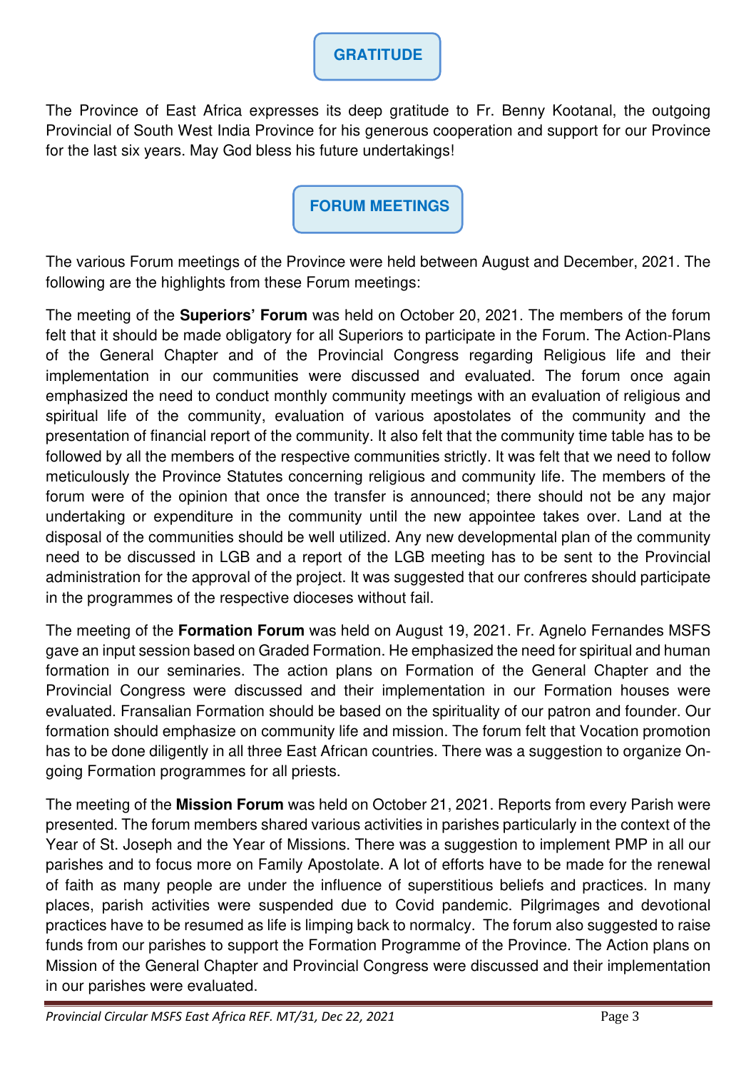## GRATITUDE

The Province of East Africa expresses its deep gratitude to Fr. Benny Kootanal, the outgoing Provincial of South West India Province for his generous cooperation and support for our Province for the last six years. May God bless his future undertakings!

## FORUM MEETINGS

The various Forum meetings of the Province were held between August and December, 2021. The following are the highlights from these Forum meetings:

The meeting of the **Superiors' Forum** was held on October 20, 2021. The members of the forum felt that it should be made obligatory for all Superiors to participate in the Forum. The Action-Plans of the General Chapter and of the Provincial Congress regarding Religious life and their implementation in our communities were discussed and evaluated. The forum once again emphasized the need to conduct monthly community meetings with an evaluation of religious and spiritual life of the community, evaluation of various apostolates of the community and the presentation of financial report of the community. It also felt that the community time table has to be followed by all the members of the respective communities strictly. It was felt that we need to follow meticulously the Province Statutes concerning religious and community life. The members of the forum were of the opinion that once the transfer is announced; there should not be any major undertaking or expenditure in the community until the new appointee takes over. Land at the disposal of the communities should be well utilized. Any new developmental plan of the community need to be discussed in LGB and a report of the LGB meeting has to be sent to the Provincial administration for the approval of the project. It was suggested that our confreres should participate in the programmes of the respective dioceses without fail.

The meeting of the **Formation Forum** was held on August 19, 2021. Fr. Agnelo Fernandes MSFS gave an input session based on Graded Formation. He emphasized the need for spiritual and human formation in our seminaries. The action plans on Formation of the General Chapter and the Provincial Congress were discussed and their implementation in our Formation houses were evaluated. Fransalian Formation should be based on the spirituality of our patron and founder. Our formation should emphasize on community life and mission. The forum felt that Vocation promotion has to be done diligently in all three East African countries. There was a suggestion to organize On-going Formation programmes for all priests.

The meeting of the **Mission Forum** was held on October 21, 2021. Reports from every Parish were presented. The forum members shared various activities in parishes particularly in the context of the Year of St. Joseph and the Year of Missions. There was a suggestion to implement PMP in all our parishes and to focus more on Family Apostolate. A lot of efforts have to be made for the renewal of faith as many people are under the influence of superstitious beliefs and practices. In many places, parish activities were suspended due to Covid pandemic. Pilgrimages and devotional practices have to be resumed as life is limping back to normalcy. The forum also suggested to raise funds from our parishes to support the Formation Programme of the Province. The Action plans on Mission of the General Chapter and Provincial Congress were discussed and their implementation in our parishes were evaluated.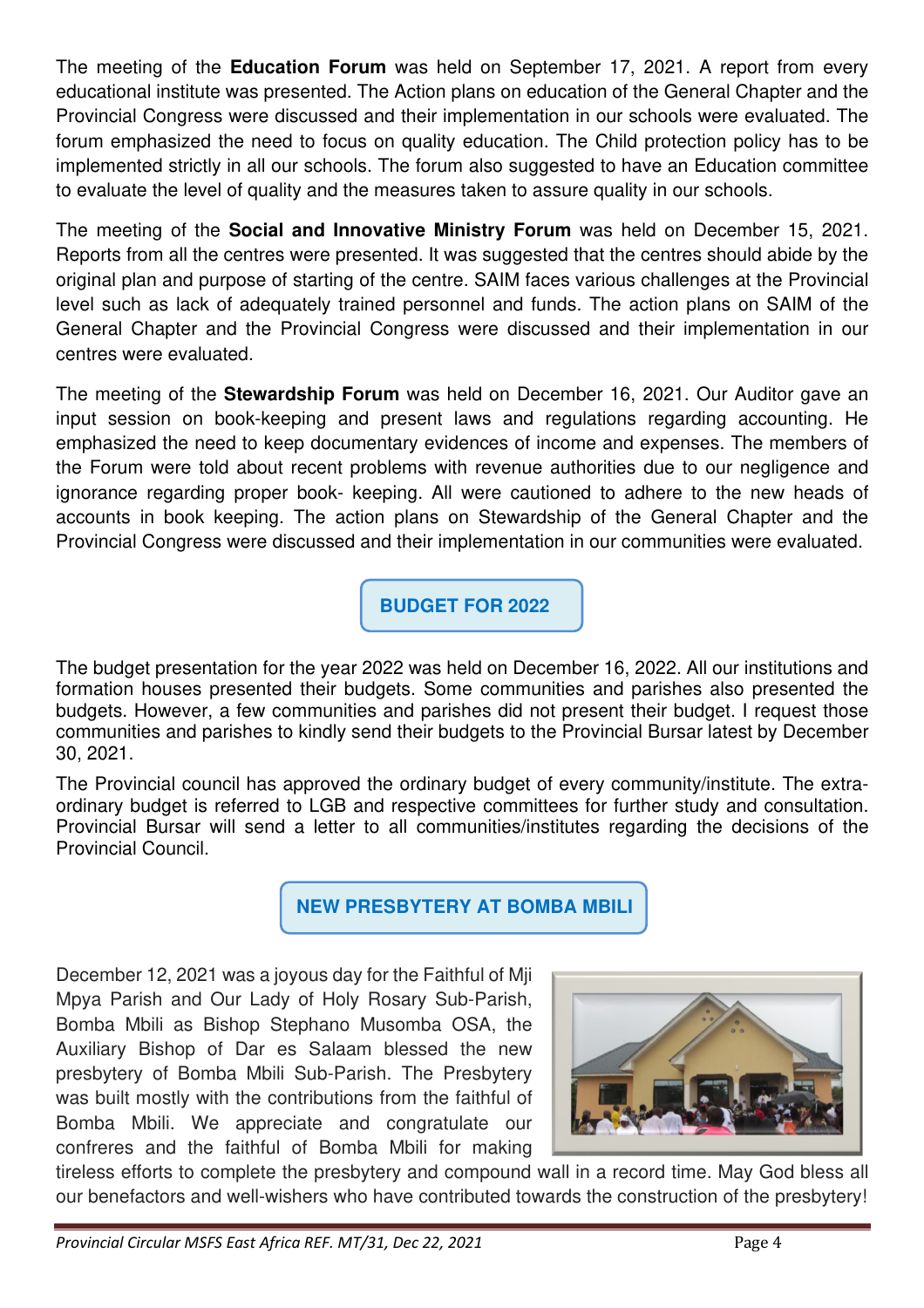The meeting of the **Education Forum** was held on September 17, 2021. A report from every educational institute was presented. The Action plans on education of the General Chapter and the Provincial Congress were discussed and their implementation in our schools were evaluated. The forum emphasized the need to focus on quality education. The Child protection policy has to be implemented strictly in all our schools. The forum also suggested to have an Education committee to evaluate the level of quality and the measures taken to assure quality in our schools.

The meeting of the **Social and Innovative Ministry Forum** was held on December 15, 2021. Reports from all the centres were presented. It was suggested that the centres should abide by the original plan and purpose of starting of the centre. SAIM faces various challenges at the Provincial level such as lack of adequately trained personnel and funds. The action plans on SAIM of the General Chapter and the Provincial Congress were discussed and their implementation in our centres were evaluated.

The meeting of the **Stewardship Forum** was held on December 16, 2021. Our Auditor gave an input session on book-keeping and present laws and regulations regarding accounting. He emphasized the need to keep documentary evidences of income and expenses. The members of the Forum were told about recent problems with revenue authorities due to our negligence and ignorance regarding proper book- keeping. All were cautioned to adhere to the new heads of accounts in book keeping. The action plans on Stewardship of the General Chapter and the Provincial Congress were discussed and their implementation in our communities were evaluated.

## BUDGET FOR 2022

The budget presentation for the year 2022 was held on December 16, 2022. All our institutions and formation houses presented their budgets. Some communities and parishes also presented the budgets. However, a few communities and parishes did not present their budget. I request those communities and parishes to kindly send their budgets to the Provincial Bursar latest by December 30, 2021.

The Provincial council has approved the ordinary budget of every community/institute. The extra-ordinary budget is referred to LGB and respective committees for further study and consultation. Provincial Bursar will send a letter to all communities/institutes regarding the decisions of the Provincial Council.

## NEW PRESBYTERY AT BOMBA MBILI

December 12, 2021 was a joyous day for the Faithful of Mji Mpya Parish and Our Lady of Holy Rosary Sub-Parish, Bomba Mbili as Bishop Stephano Musomba OSA, the Auxiliary Bishop of Dar es Salaam blessed the new presbytery of Bomba Mbili Sub-Parish. The Presbytery was built mostly with the contributions from the faithful of Bomba Mbili. We appreciate and congratulate our confreres and the faithful of Bomba Mbili for making tireless efforts to complete the presbytery and compound wall in a record time. May God bless all our benefactors and well-wishers who have contributed towards the construction of the presbytery!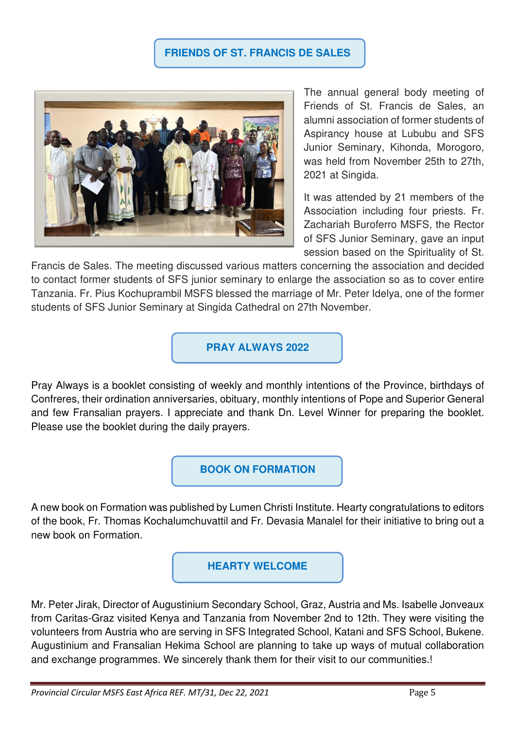## FRIENDS OF ST. FRANCIS DE SALES

The annual general body meeting of Friends of St. Francis de Sales, an alumni association of former students of Aspirancy house at Lububu and SFS Junior Seminary, Kihonda, Morogoro, was held from November 25th to 27th, 2021 at Singida.

It was attended by 21 members of the Association including four priests. Fr. Zachariah Buroferro MSFS, the Rector of SFS Junior Seminary, gave an input session based on the Spirituality of St. Francis de Sales. The meeting discussed various matters concerning the association and decided to contact former students of SFS junior seminary to enlarge the association so as to cover entire Tanzania. Fr. Pius Kochuprambil MSFS blessed the marriage of Mr. Peter Idelya, one of the former students of SFS Junior Seminary at Singida Cathedral on 27th November.

## PRAY ALWAYS 2022

Pray Always is a booklet consisting of weekly and monthly intentions of the Province, birthdays of Confreres, their ordination anniversaries, obituary, monthly intentions of Pope and Superior General and few Fransalian prayers. I appreciate and thank Dn. Level Winner for preparing the booklet. Please use the booklet during the daily prayers.

## BOOK ON FORMATION

A new book on Formation was published by Lumen Christi Institute. Hearty congratulations to editors of the book, Fr. Thomas Kochalumchuvattil and Fr. Devasia Manalel for their initiative to bring out a new book on Formation.

## HEARTY WELCOME

Mr. Peter Jirak, Director of Augustinium Secondary School, Graz, Austria and Ms. Isabelle Jonveaux from Caritas-Graz visited Kenya and Tanzania from November 2nd to 12th. They were visiting the volunteers from Austria who are serving in SFS Integrated School, Katani and SFS School, Bukene. Augustinium and Fransalian Hekima School are planning to take up ways of mutual collaboration and exchange programmes. We sincerely thank them for their visit to our communities.!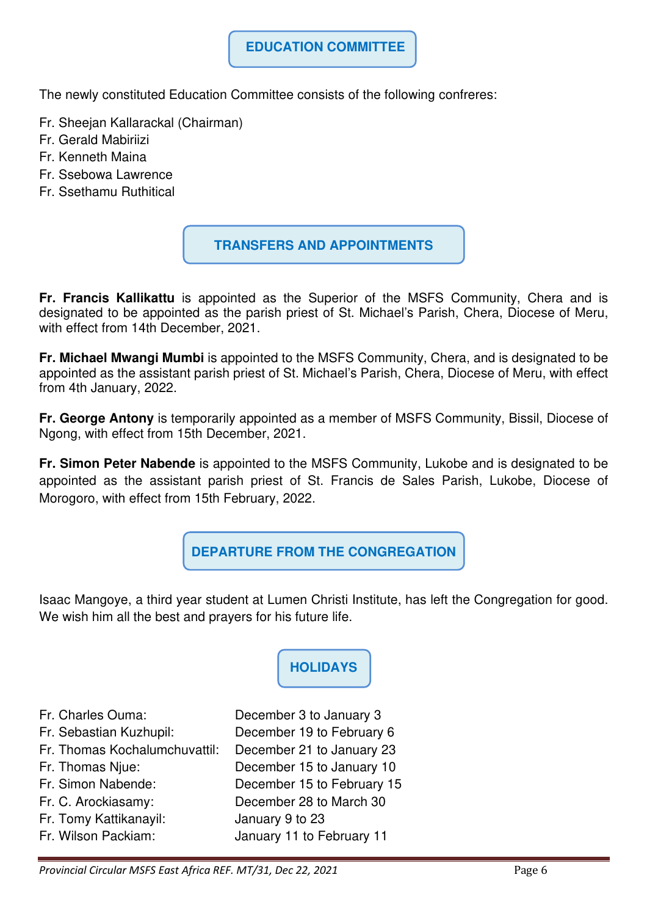## EDUCATION COMMITTEE

The newly constituted Education Committee consists of the following confreres:

Fr. Sheejan Kallarackal (Chairman)
Fr. Gerald Mabiriizi
Fr. Kenneth Maina
Fr. Ssebowa Lawrence
Fr. Ssethamu Ruthitical

## TRANSFERS AND APPOINTMENTS

**Fr. Francis Kallikattu** is appointed as the Superior of the MSFS Community, Chera and is designated to be appointed as the parish priest of St. Michael's Parish, Chera, Diocese of Meru, with effect from 14th December, 2021.

**Fr. Michael Mwangi Mumbi** is appointed to the MSFS Community, Chera, and is designated to be appointed as the assistant parish priest of St. Michael's Parish, Chera, Diocese of Meru, with effect from 4th January, 2022.

**Fr. George Antony** is temporarily appointed as a member of MSFS Community, Bissil, Diocese of Ngong, with effect from 15th December, 2021.

**Fr. Simon Peter Nabende** is appointed to the MSFS Community, Lukobe and is designated to be appointed as the assistant parish priest of St. Francis de Sales Parish, Lukobe, Diocese of Morogoro, with effect from 15th February, 2022.

## DEPARTURE FROM THE CONGREGATION

Isaac Mangoye, a third year student at Lumen Christi Institute, has left the Congregation for good. We wish him all the best and prayers for his future life.

## HOLIDAYS

| | |
|---|---|
| Fr. Charles Ouma: | December 3 to January 3 |
| Fr. Sebastian Kuzhupil: | December 19 to February 6 |
| Fr. Thomas Kochalumchuvattil: | December 21 to January 23 |
| Fr. Thomas Njue: | December 15 to January 10 |
| Fr. Simon Nabende: | December 15 to February 15 |
| Fr. C. Arockiasamy: | December 28 to March 30 |
| Fr. Tomy Kattikanayil: | January 9 to 23 |
| Fr. Wilson Packiam: | January 11 to February 11 |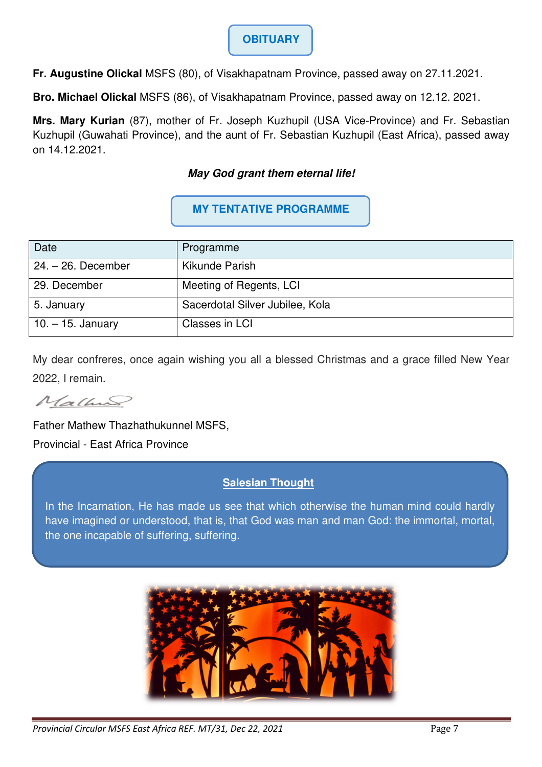## OBITUARY

**Fr. Augustine Olickal** MSFS (80), of Visakhapatnam Province, passed away on 27.11.2021.

**Bro. Michael Olickal** MSFS (86), of Visakhapatnam Province, passed away on 12.12. 2021.

**Mrs. Mary Kurian** (87), mother of Fr. Joseph Kuzhupil (USA Vice-Province) and Fr. Sebastian Kuzhupil (Guwahati Province), and the aunt of Fr. Sebastian Kuzhupil (East Africa), passed away on 14.12.2021.

***May God grant them eternal life!***

## MY TENTATIVE PROGRAMME

| Date | Programme |
|---|---|
| 24. – 26. December | Kikunde Parish |
| 29. December | Meeting of Regents, LCI |
| 5. January | Sacerdotal Silver Jubilee, Kola |
| 10. – 15. January | Classes in LCI |

My dear confreres, once again wishing you all a blessed Christmas and a grace filled New Year 2022, I remain.

Father Mathew Thazhathukunnel MSFS,

Provincial - East Africa Province

**Salesian Thought**

In the Incarnation, He has made us see that which otherwise the human mind could hardly have imagined or understood, that is, that God was man and man God: the immortal, mortal, the one incapable of suffering, suffering.

*Provincial Circular MSFS East Africa REF. MT/31, Dec 22, 2021*